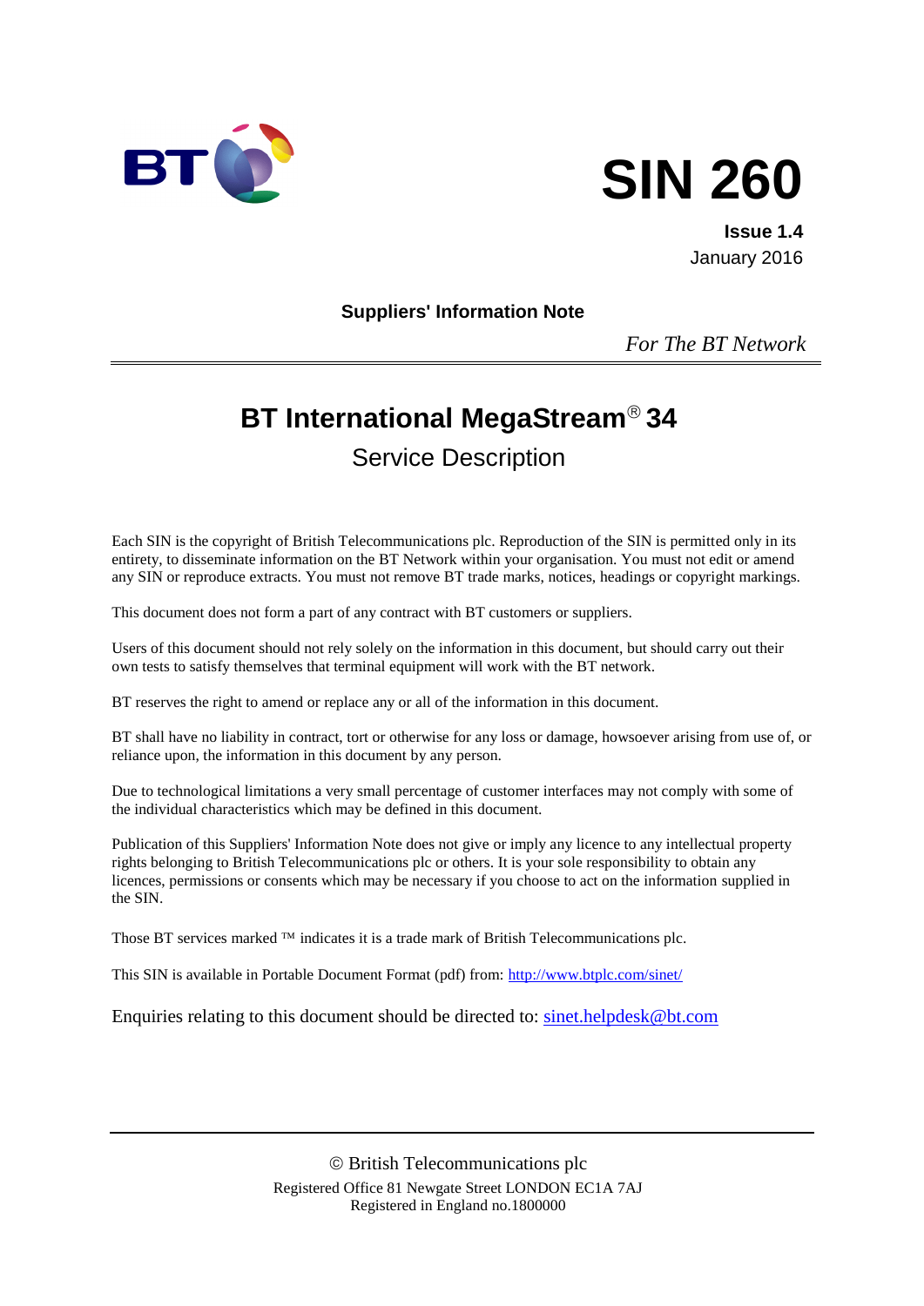# SIN 260

**Issue 1.4**
January 2016

**Suppliers' Information Note**

*For The BT Network*

## BT International MegaStream® 34

### Service Description

Each SIN is the copyright of British Telecommunications plc. Reproduction of the SIN is permitted only in its entirety, to disseminate information on the BT Network within your organisation. You must not edit or amend any SIN or reproduce extracts. You must not remove BT trade marks, notices, headings or copyright markings.

This document does not form a part of any contract with BT customers or suppliers.

Users of this document should not rely solely on the information in this document, but should carry out their own tests to satisfy themselves that terminal equipment will work with the BT network.

BT reserves the right to amend or replace any or all of the information in this document.

BT shall have no liability in contract, tort or otherwise for any loss or damage, howsoever arising from use of, or reliance upon, the information in this document by any person.

Due to technological limitations a very small percentage of customer interfaces may not comply with some of the individual characteristics which may be defined in this document.

Publication of this Suppliers' Information Note does not give or imply any licence to any intellectual property rights belonging to British Telecommunications plc or others. It is your sole responsibility to obtain any licences, permissions or consents which may be necessary if you choose to act on the information supplied in the SIN.

Those BT services marked ™ indicates it is a trade mark of British Telecommunications plc.

This SIN is available in Portable Document Format (pdf) from: http://www.btplc.com/sinet/

Enquiries relating to this document should be directed to: sinet.helpdesk@bt.com

© British Telecommunications plc
Registered Office 81 Newgate Street LONDON EC1A 7AJ
Registered in England no.1800000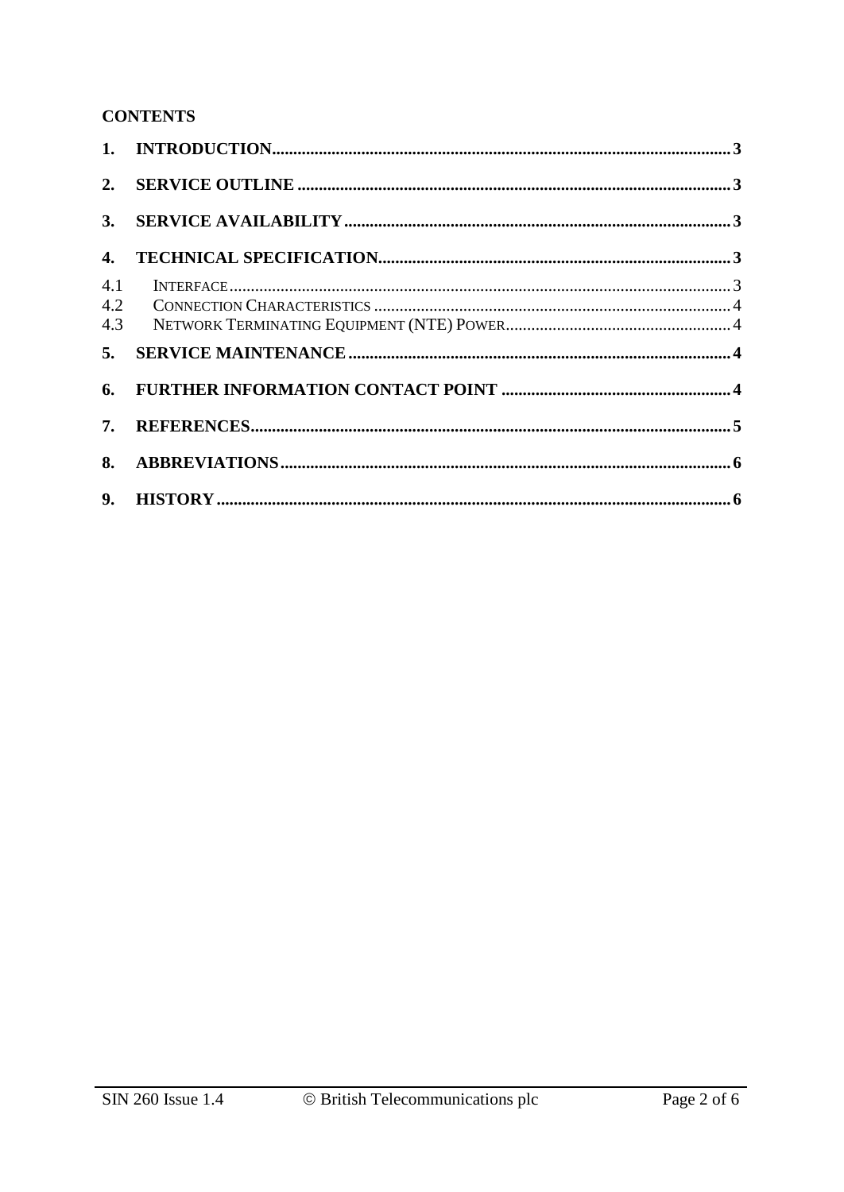**CONTENTS**

1. **INTRODUCTION** ..... 3
2. **SERVICE OUTLINE** ..... 3
3. **SERVICE AVAILABILITY** ..... 3
4. **TECHNICAL SPECIFICATION** ..... 3
   - 4.1 INTERFACE ..... 3
   - 4.2 CONNECTION CHARACTERISTICS ..... 4
   - 4.3 NETWORK TERMINATING EQUIPMENT (NTE) POWER ..... 4
5. **SERVICE MAINTENANCE** ..... 4
6. **FURTHER INFORMATION CONTACT POINT** ..... 4
7. **REFERENCES** ..... 5
8. **ABBREVIATIONS** ..... 6
9. **HISTORY** ..... 6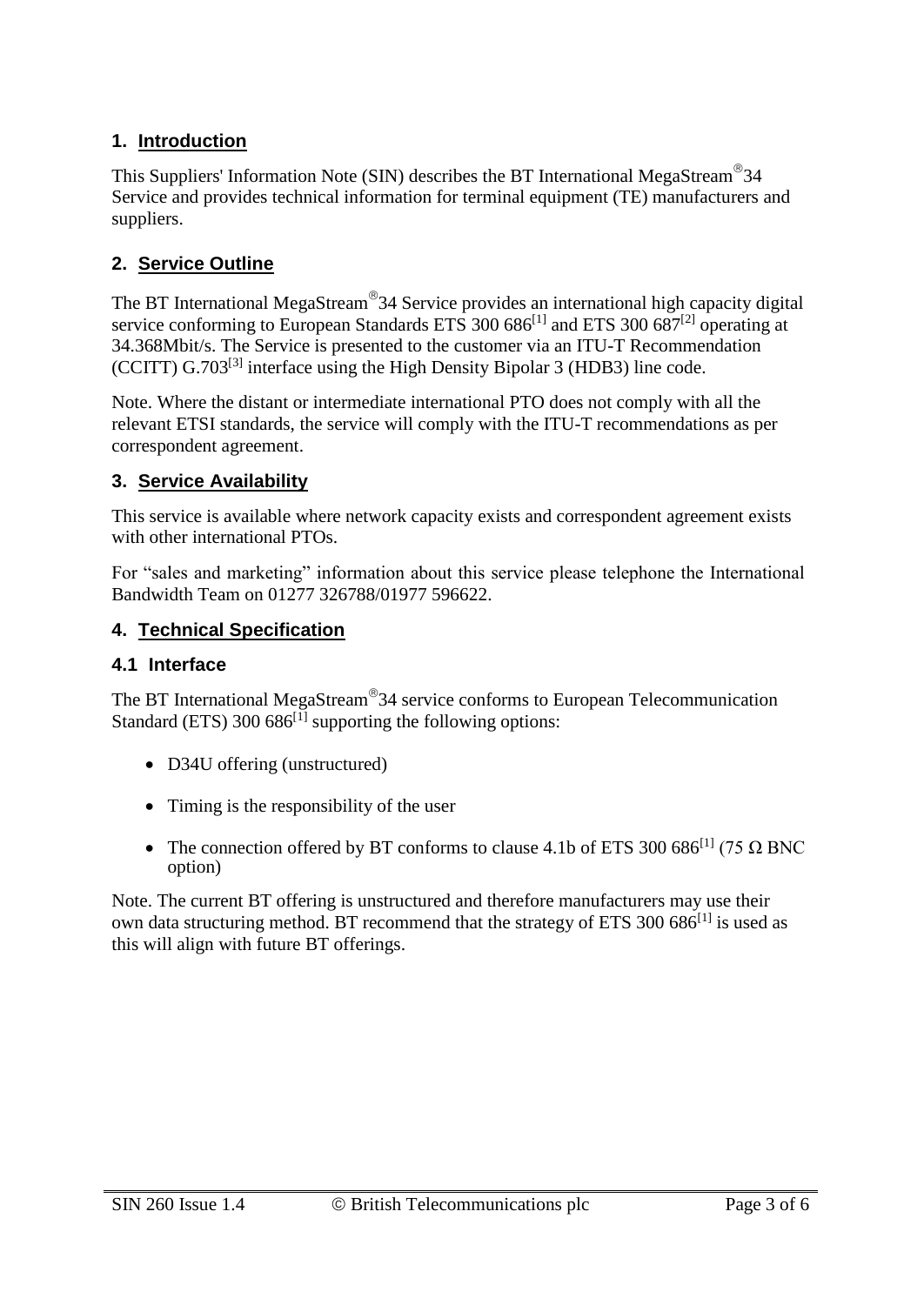## 1. Introduction

This Suppliers' Information Note (SIN) describes the BT International MegaStream®34 Service and provides technical information for terminal equipment (TE) manufacturers and suppliers.

## 2. Service Outline

The BT International MegaStream®34 Service provides an international high capacity digital service conforming to European Standards ETS 300 686[1] and ETS 300 687[2] operating at 34.368Mbit/s. The Service is presented to the customer via an ITU-T Recommendation (CCITT) G.703[3] interface using the High Density Bipolar 3 (HDB3) line code.

Note. Where the distant or intermediate international PTO does not comply with all the relevant ETSI standards, the service will comply with the ITU-T recommendations as per correspondent agreement.

## 3. Service Availability

This service is available where network capacity exists and correspondent agreement exists with other international PTOs.

For "sales and marketing" information about this service please telephone the International Bandwidth Team on 01277 326788/01977 596622.

## 4. Technical Specification

### 4.1 Interface

The BT International MegaStream®34 service conforms to European Telecommunication Standard (ETS) 300 686[1] supporting the following options:

- D34U offering (unstructured)
- Timing is the responsibility of the user
- The connection offered by BT conforms to clause 4.1b of ETS 300 686[1] (75 Ω BNC option)

Note. The current BT offering is unstructured and therefore manufacturers may use their own data structuring method. BT recommend that the strategy of ETS 300 686[1] is used as this will align with future BT offerings.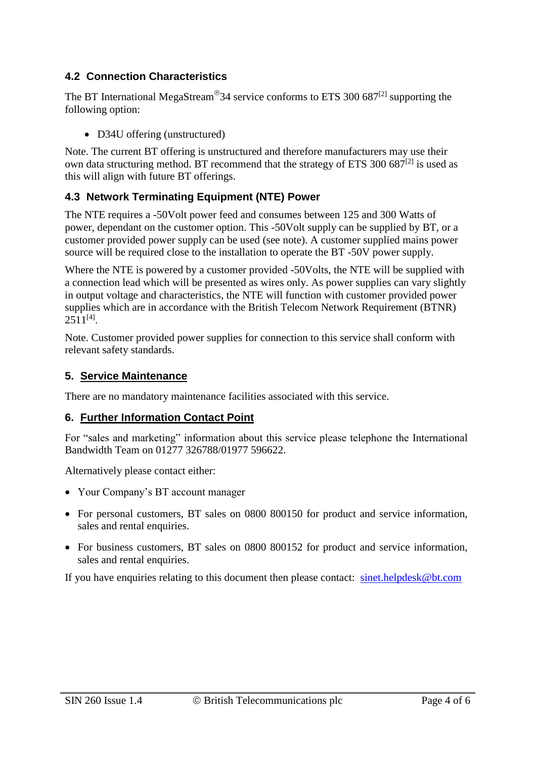### 4.2 Connection Characteristics

The BT International MegaStream®34 service conforms to ETS 300 687[2] supporting the following option:

- D34U offering (unstructured)

Note. The current BT offering is unstructured and therefore manufacturers may use their own data structuring method. BT recommend that the strategy of ETS 300 687[2] is used as this will align with future BT offerings.

### 4.3 Network Terminating Equipment (NTE) Power

The NTE requires a -50Volt power feed and consumes between 125 and 300 Watts of power, dependant on the customer option. This -50Volt supply can be supplied by BT, or a customer provided power supply can be used (see note). A customer supplied mains power source will be required close to the installation to operate the BT -50V power supply.

Where the NTE is powered by a customer provided -50Volts, the NTE will be supplied with a connection lead which will be presented as wires only. As power supplies can vary slightly in output voltage and characteristics, the NTE will function with customer provided power supplies which are in accordance with the British Telecom Network Requirement (BTNR) 2511[4].

Note. Customer provided power supplies for connection to this service shall conform with relevant safety standards.

## 5. Service Maintenance

There are no mandatory maintenance facilities associated with this service.

## 6. Further Information Contact Point

For “sales and marketing” information about this service please telephone the International Bandwidth Team on 01277 326788/01977 596622.

Alternatively please contact either:

- Your Company’s BT account manager
- For personal customers, BT sales on 0800 800150 for product and service information, sales and rental enquiries.
- For business customers, BT sales on 0800 800152 for product and service information, sales and rental enquiries.

If you have enquiries relating to this document then please contact: sinet.helpdesk@bt.com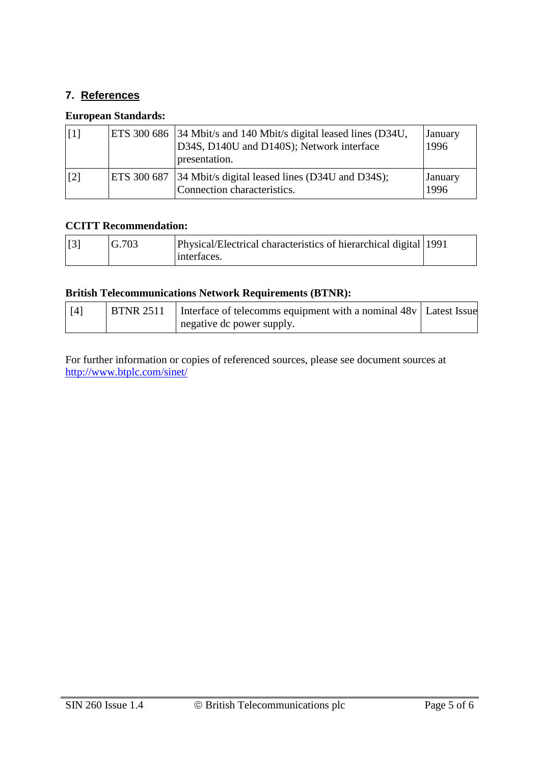## 7. References

**European Standards:**

| | | | |
|---|---|---|---|
| [1] | ETS 300 686 | 34 Mbit/s and 140 Mbit/s digital leased lines (D34U, D34S, D140U and D140S); Network interface presentation. | January 1996 |
| [2] | ETS 300 687 | 34 Mbit/s digital leased lines (D34U and D34S); Connection characteristics. | January 1996 |

**CCITT Recommendation:**

| | | | |
|---|---|---|---|
| [3] | G.703 | Physical/Electrical characteristics of hierarchical digital interfaces. | 1991 |

**British Telecommunications Network Requirements (BTNR):**

| | | | |
|---|---|---|---|
| [4] | BTNR 2511 | Interface of telecomms equipment with a nominal 48v negative dc power supply. | Latest Issue |

For further information or copies of referenced sources, please see document sources at http://www.btplc.com/sinet/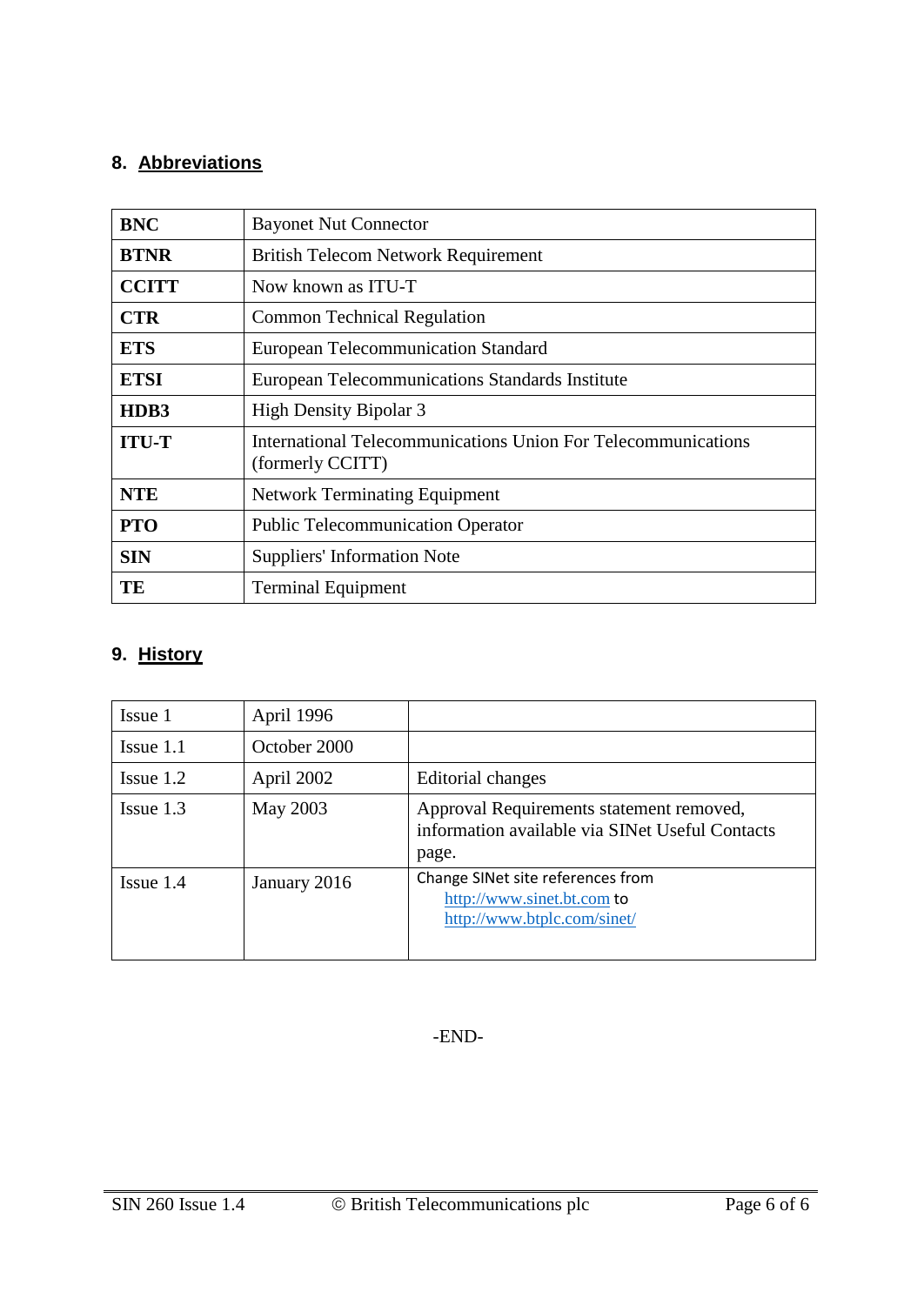## 8. Abbreviations

| | |
|---|---|
| **BNC** | Bayonet Nut Connector |
| **BTNR** | British Telecom Network Requirement |
| **CCITT** | Now known as ITU-T |
| **CTR** | Common Technical Regulation |
| **ETS** | European Telecommunication Standard |
| **ETSI** | European Telecommunications Standards Institute |
| **HDB3** | High Density Bipolar 3 |
| **ITU-T** | International Telecommunications Union For Telecommunications (formerly CCITT) |
| **NTE** | Network Terminating Equipment |
| **PTO** | Public Telecommunication Operator |
| **SIN** | Suppliers' Information Note |
| **TE** | Terminal Equipment |

## 9. History

| | | |
|---|---|---|
| Issue 1 | April 1996 | |
| Issue 1.1 | October 2000 | |
| Issue 1.2 | April 2002 | Editorial changes |
| Issue 1.3 | May 2003 | Approval Requirements statement removed, information available via SINet Useful Contacts page. |
| Issue 1.4 | January 2016 | Change SINet site references from http://www.sinet.bt.com to http://www.btplc.com/sinet/ |

-END-